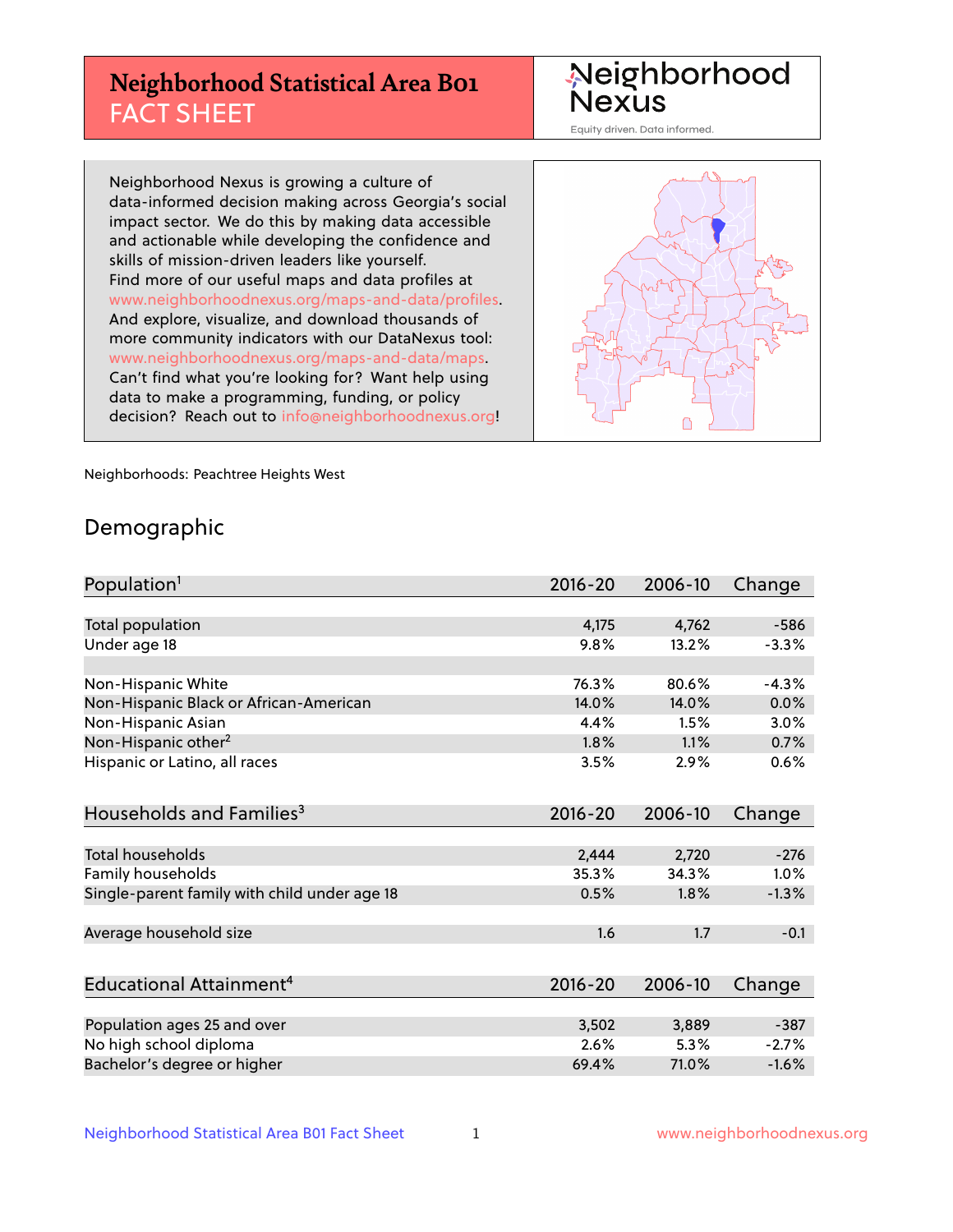# Neighborhood Statistical Area B01 FACT SHEET

Neighborhood Nexus

Equity driven. Data informed.

Neighborhood Nexus is growing a culture of data-informed decision making across Georgia's social impact sector. We do this by making data accessible and actionable while developing the confidence and skills of mission-driven leaders like yourself. Find more of our useful maps and data profiles at www.neighborhoodnexus.org/maps-and-data/profiles. And explore, visualize, and download thousands of more community indicators with our DataNexus tool: www.neighborhoodnexus.org/maps-and-data/maps. Can't find what you're looking for? Want help using data to make a programming, funding, or policy decision? Reach out to info@neighborhoodnexus.org!

Neighborhoods: Peachtree Heights West

## Demographic

| Population[1] | 2016-20 | 2006-10 | Change |
|---|---|---|---|
| Total population | 4,175 | 4,762 | -586 |
| Under age 18 | 9.8% | 13.2% | -3.3% |
| | | | |
| Non-Hispanic White | 76.3% | 80.6% | -4.3% |
| Non-Hispanic Black or African-American | 14.0% | 14.0% | 0.0% |
| Non-Hispanic Asian | 4.4% | 1.5% | 3.0% |
| Non-Hispanic other[2] | 1.8% | 1.1% | 0.7% |
| Hispanic or Latino, all races | 3.5% | 2.9% | 0.6% |

| Households and Families[3] | 2016-20 | 2006-10 | Change |
|---|---|---|---|
| Total households | 2,444 | 2,720 | -276 |
| Family households | 35.3% | 34.3% | 1.0% |
| Single-parent family with child under age 18 | 0.5% | 1.8% | -1.3% |
| Average household size | 1.6 | 1.7 | -0.1 |

| Educational Attainment[4] | 2016-20 | 2006-10 | Change |
|---|---|---|---|
| Population ages 25 and over | 3,502 | 3,889 | -387 |
| No high school diploma | 2.6% | 5.3% | -2.7% |
| Bachelor's degree or higher | 69.4% | 71.0% | -1.6% |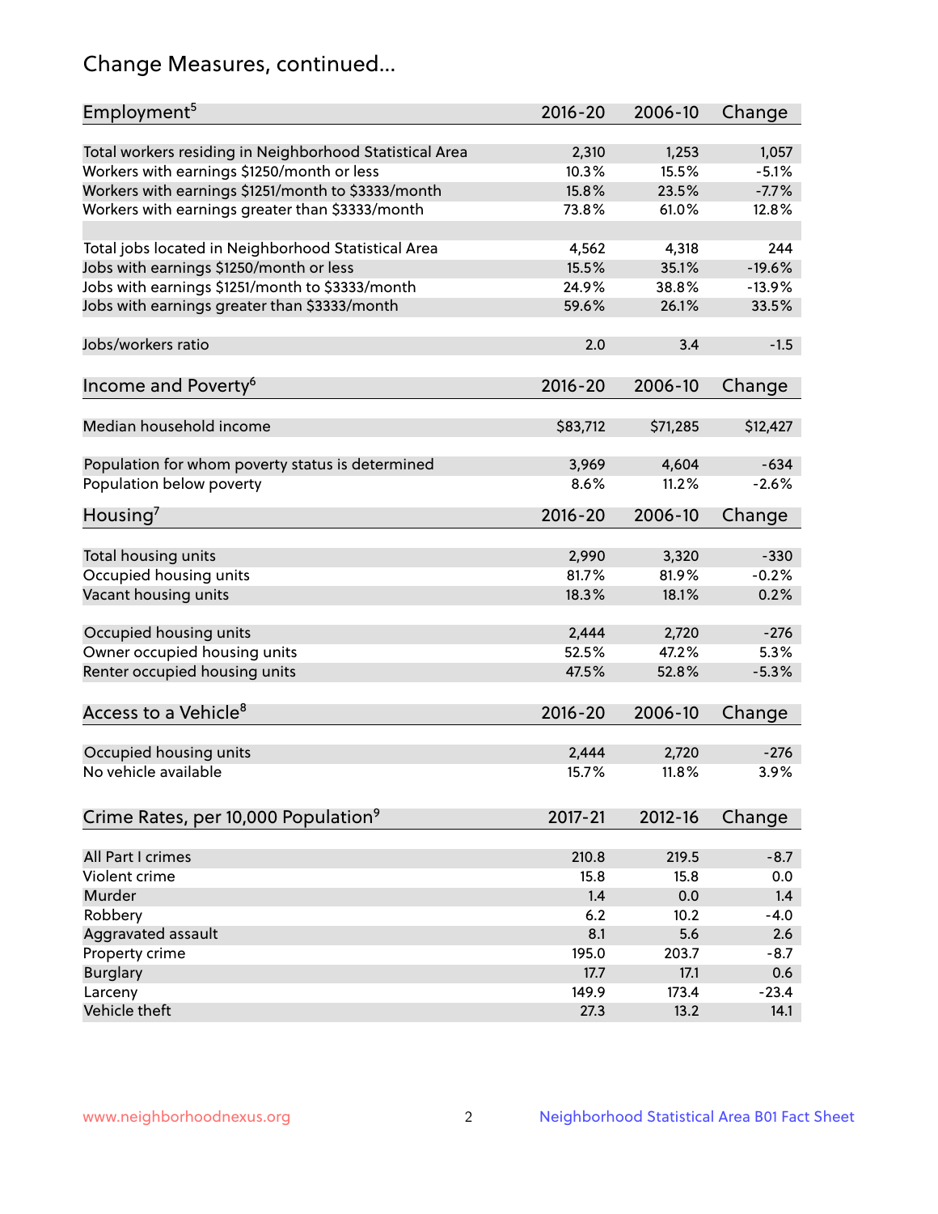# Change Measures, continued...

| Employment[5] | 2016-20 | 2006-10 | Change |
|---|---|---|---|
| Total workers residing in Neighborhood Statistical Area | 2,310 | 1,253 | 1,057 |
| Workers with earnings $1250/month or less | 10.3% | 15.5% | -5.1% |
| Workers with earnings $1251/month to $3333/month | 15.8% | 23.5% | -7.7% |
| Workers with earnings greater than $3333/month | 73.8% | 61.0% | 12.8% |
| Total jobs located in Neighborhood Statistical Area | 4,562 | 4,318 | 244 |
| Jobs with earnings $1250/month or less | 15.5% | 35.1% | -19.6% |
| Jobs with earnings $1251/month to $3333/month | 24.9% | 38.8% | -13.9% |
| Jobs with earnings greater than $3333/month | 59.6% | 26.1% | 33.5% |
| Jobs/workers ratio | 2.0 | 3.4 | -1.5 |

| Income and Poverty[6] | 2016-20 | 2006-10 | Change |
|---|---|---|---|
| Median household income | $83,712 | $71,285 | $12,427 |
| Population for whom poverty status is determined | 3,969 | 4,604 | -634 |
| Population below poverty | 8.6% | 11.2% | -2.6% |

| Housing[7] | 2016-20 | 2006-10 | Change |
|---|---|---|---|
| Total housing units | 2,990 | 3,320 | -330 |
| Occupied housing units | 81.7% | 81.9% | -0.2% |
| Vacant housing units | 18.3% | 18.1% | 0.2% |
| Occupied housing units | 2,444 | 2,720 | -276 |
| Owner occupied housing units | 52.5% | 47.2% | 5.3% |
| Renter occupied housing units | 47.5% | 52.8% | -5.3% |

| Access to a Vehicle[8] | 2016-20 | 2006-10 | Change |
|---|---|---|---|
| Occupied housing units | 2,444 | 2,720 | -276 |
| No vehicle available | 15.7% | 11.8% | 3.9% |

| Crime Rates, per 10,000 Population[9] | 2017-21 | 2012-16 | Change |
|---|---|---|---|
| All Part I crimes | 210.8 | 219.5 | -8.7 |
| Violent crime | 15.8 | 15.8 | 0.0 |
| Murder | 1.4 | 0.0 | 1.4 |
| Robbery | 6.2 | 10.2 | -4.0 |
| Aggravated assault | 8.1 | 5.6 | 2.6 |
| Property crime | 195.0 | 203.7 | -8.7 |
| Burglary | 17.7 | 17.1 | 0.6 |
| Larceny | 149.9 | 173.4 | -23.4 |
| Vehicle theft | 27.3 | 13.2 | 14.1 |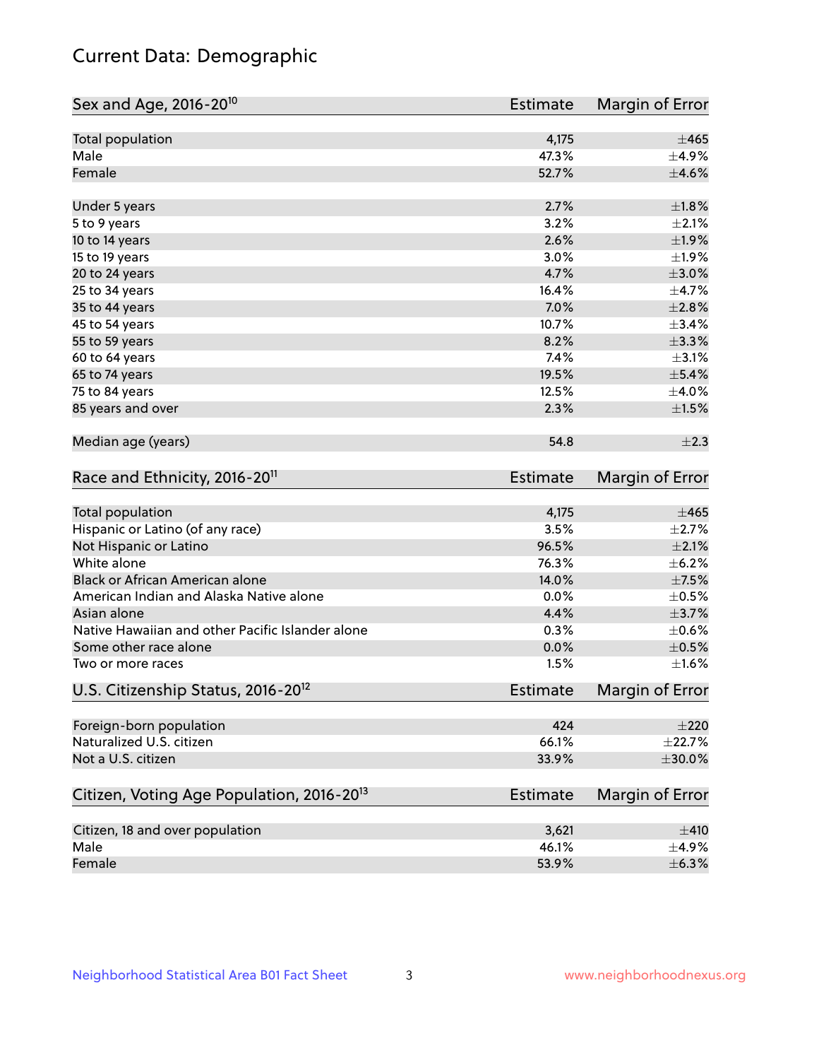# Current Data: Demographic

| Sex and Age, 2016-20[10] | Estimate | Margin of Error |
|---|---|---|
| Total population | 4,175 | ±465 |
| Male | 47.3% | ±4.9% |
| Female | 52.7% | ±4.6% |
| Under 5 years | 2.7% | ±1.8% |
| 5 to 9 years | 3.2% | ±2.1% |
| 10 to 14 years | 2.6% | ±1.9% |
| 15 to 19 years | 3.0% | ±1.9% |
| 20 to 24 years | 4.7% | ±3.0% |
| 25 to 34 years | 16.4% | ±4.7% |
| 35 to 44 years | 7.0% | ±2.8% |
| 45 to 54 years | 10.7% | ±3.4% |
| 55 to 59 years | 8.2% | ±3.3% |
| 60 to 64 years | 7.4% | ±3.1% |
| 65 to 74 years | 19.5% | ±5.4% |
| 75 to 84 years | 12.5% | ±4.0% |
| 85 years and over | 2.3% | ±1.5% |
| Median age (years) | 54.8 | ±2.3 |

| Race and Ethnicity, 2016-20[11] | Estimate | Margin of Error |
|---|---|---|
| Total population | 4,175 | ±465 |
| Hispanic or Latino (of any race) | 3.5% | ±2.7% |
| Not Hispanic or Latino | 96.5% | ±2.1% |
| White alone | 76.3% | ±6.2% |
| Black or African American alone | 14.0% | ±7.5% |
| American Indian and Alaska Native alone | 0.0% | ±0.5% |
| Asian alone | 4.4% | ±3.7% |
| Native Hawaiian and other Pacific Islander alone | 0.3% | ±0.6% |
| Some other race alone | 0.0% | ±0.5% |
| Two or more races | 1.5% | ±1.6% |

| U.S. Citizenship Status, 2016-20[12] | Estimate | Margin of Error |
|---|---|---|
| Foreign-born population | 424 | ±220 |
| Naturalized U.S. citizen | 66.1% | ±22.7% |
| Not a U.S. citizen | 33.9% | ±30.0% |

| Citizen, Voting Age Population, 2016-20[13] | Estimate | Margin of Error |
|---|---|---|
| Citizen, 18 and over population | 3,621 | ±410 |
| Male | 46.1% | ±4.9% |
| Female | 53.9% | ±6.3% |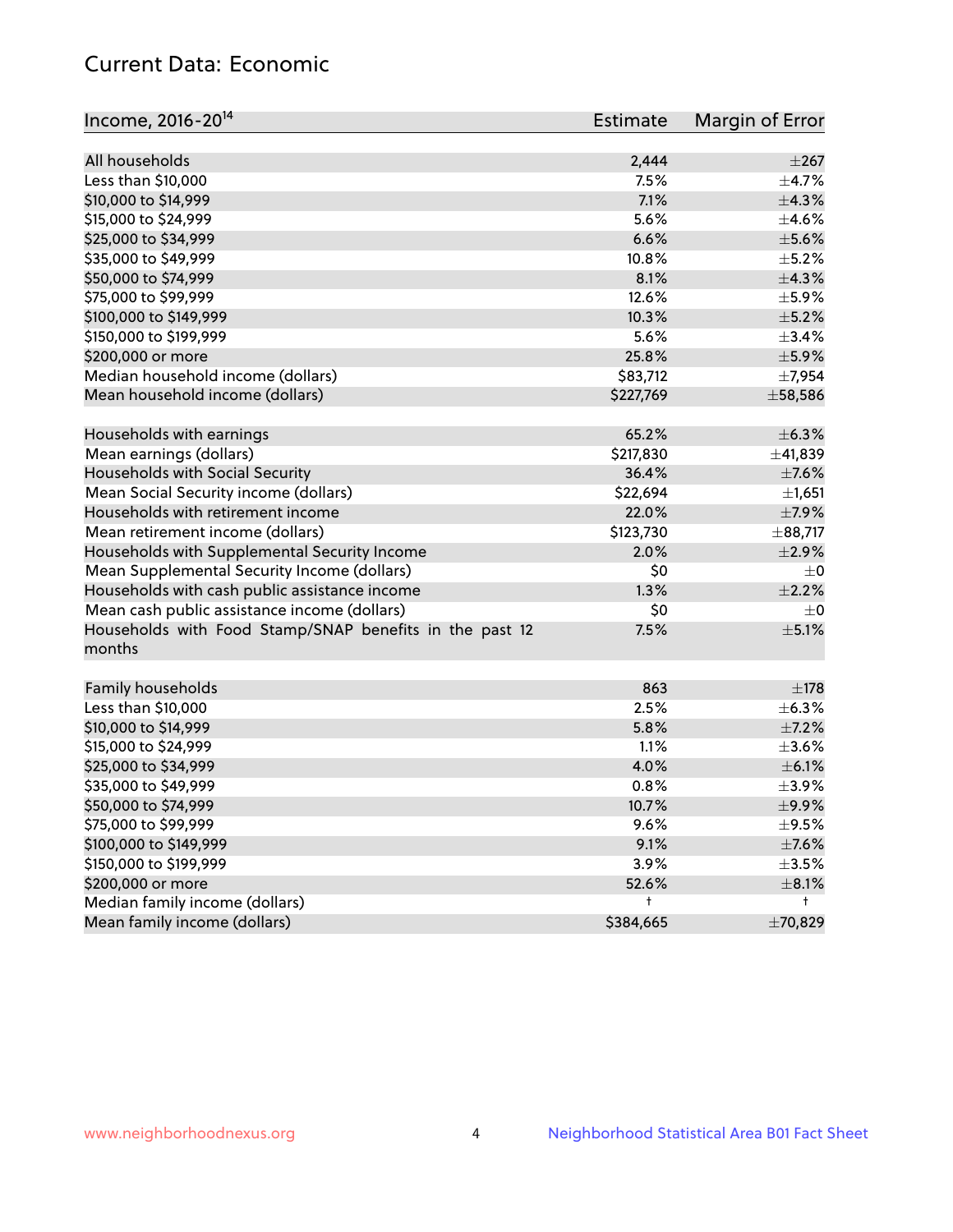## Current Data: Economic

| Income, 2016-20[14] | Estimate | Margin of Error |
|---|---|---|
| All households | 2,444 | ±267 |
| Less than $10,000 | 7.5% | ±4.7% |
| $10,000 to $14,999 | 7.1% | ±4.3% |
| $15,000 to $24,999 | 5.6% | ±4.6% |
| $25,000 to $34,999 | 6.6% | ±5.6% |
| $35,000 to $49,999 | 10.8% | ±5.2% |
| $50,000 to $74,999 | 8.1% | ±4.3% |
| $75,000 to $99,999 | 12.6% | ±5.9% |
| $100,000 to $149,999 | 10.3% | ±5.2% |
| $150,000 to $199,999 | 5.6% | ±3.4% |
| $200,000 or more | 25.8% | ±5.9% |
| Median household income (dollars) | $83,712 | ±7,954 |
| Mean household income (dollars) | $227,769 | ±58,586 |
| | | |
| Households with earnings | 65.2% | ±6.3% |
| Mean earnings (dollars) | $217,830 | ±41,839 |
| Households with Social Security | 36.4% | ±7.6% |
| Mean Social Security income (dollars) | $22,694 | ±1,651 |
| Households with retirement income | 22.0% | ±7.9% |
| Mean retirement income (dollars) | $123,730 | ±88,717 |
| Households with Supplemental Security Income | 2.0% | ±2.9% |
| Mean Supplemental Security Income (dollars) | $0 | ±0 |
| Households with cash public assistance income | 1.3% | ±2.2% |
| Mean cash public assistance income (dollars) | $0 | ±0 |
| Households with Food Stamp/SNAP benefits in the past 12 months | 7.5% | ±5.1% |
| | | |
| Family households | 863 | ±178 |
| Less than $10,000 | 2.5% | ±6.3% |
| $10,000 to $14,999 | 5.8% | ±7.2% |
| $15,000 to $24,999 | 1.1% | ±3.6% |
| $25,000 to $34,999 | 4.0% | ±6.1% |
| $35,000 to $49,999 | 0.8% | ±3.9% |
| $50,000 to $74,999 | 10.7% | ±9.9% |
| $75,000 to $99,999 | 9.6% | ±9.5% |
| $100,000 to $149,999 | 9.1% | ±7.6% |
| $150,000 to $199,999 | 3.9% | ±3.5% |
| $200,000 or more | 52.6% | ±8.1% |
| Median family income (dollars) | † | † |
| Mean family income (dollars) | $384,665 | ±70,829 |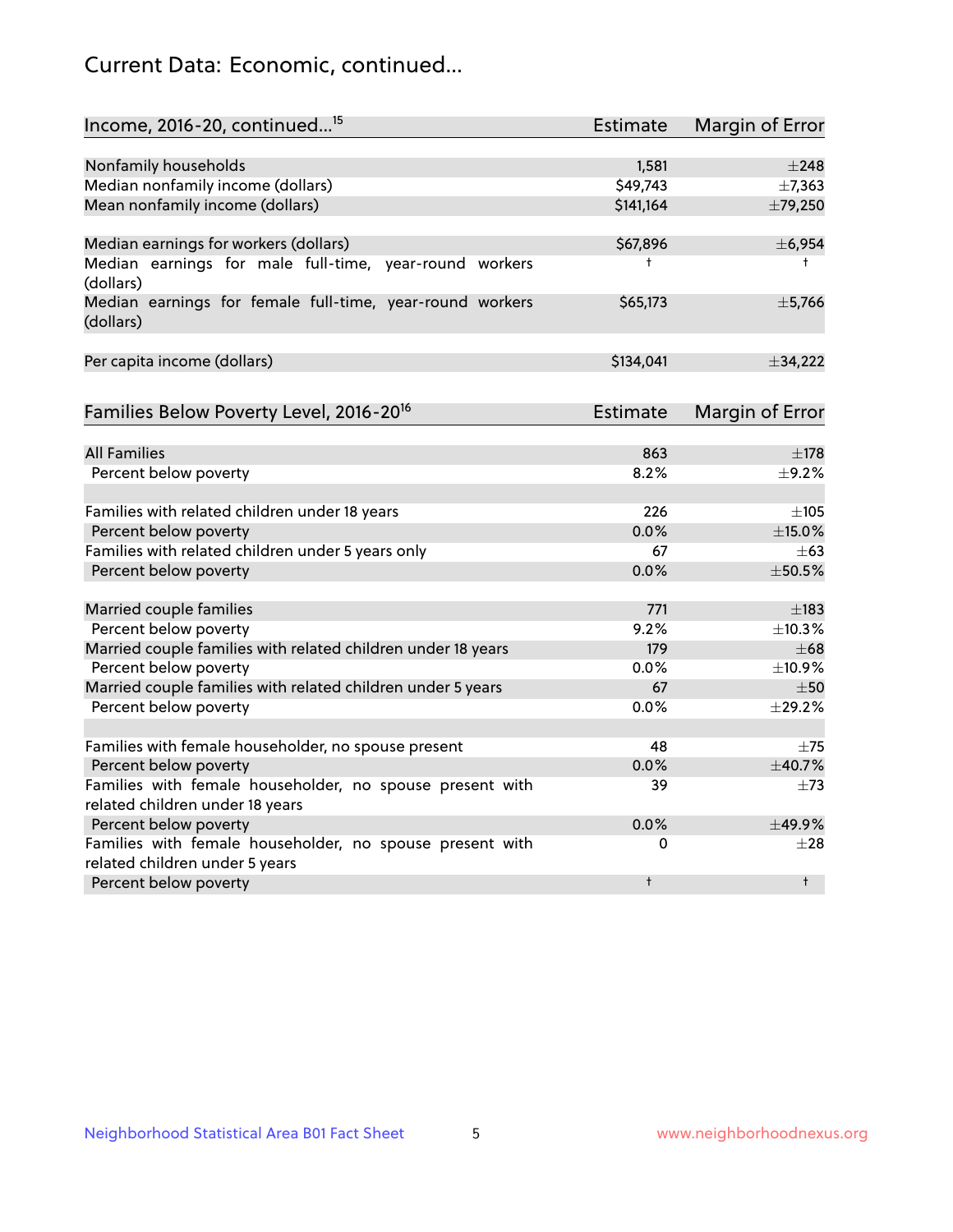## Current Data: Economic, continued...

| Income, 2016-20, continued...[15] | Estimate | Margin of Error |
|---|---|---|
| Nonfamily households | 1,581 | ±248 |
| Median nonfamily income (dollars) | $49,743 | ±7,363 |
| Mean nonfamily income (dollars) | $141,164 | ±79,250 |
| | | |
| Median earnings for workers (dollars) | $67,896 | ±6,954 |
| Median earnings for male full-time, year-round workers (dollars) | † | † |
| Median earnings for female full-time, year-round workers (dollars) | $65,173 | ±5,766 |
| | | |
| Per capita income (dollars) | $134,041 | ±34,222 |

| Families Below Poverty Level, 2016-20[16] | Estimate | Margin of Error |
|---|---|---|
| All Families | 863 | ±178 |
| Percent below poverty | 8.2% | ±9.2% |
| | | |
| Families with related children under 18 years | 226 | ±105 |
| Percent below poverty | 0.0% | ±15.0% |
| Families with related children under 5 years only | 67 | ±63 |
| Percent below poverty | 0.0% | ±50.5% |
| | | |
| Married couple families | 771 | ±183 |
| Percent below poverty | 9.2% | ±10.3% |
| Married couple families with related children under 18 years | 179 | ±68 |
| Percent below poverty | 0.0% | ±10.9% |
| Married couple families with related children under 5 years | 67 | ±50 |
| Percent below poverty | 0.0% | ±29.2% |
| | | |
| Families with female householder, no spouse present | 48 | ±75 |
| Percent below poverty | 0.0% | ±40.7% |
| Families with female householder, no spouse present with related children under 18 years | 39 | ±73 |
| Percent below poverty | 0.0% | ±49.9% |
| Families with female householder, no spouse present with related children under 5 years | 0 | ±28 |
| Percent below poverty | † | † |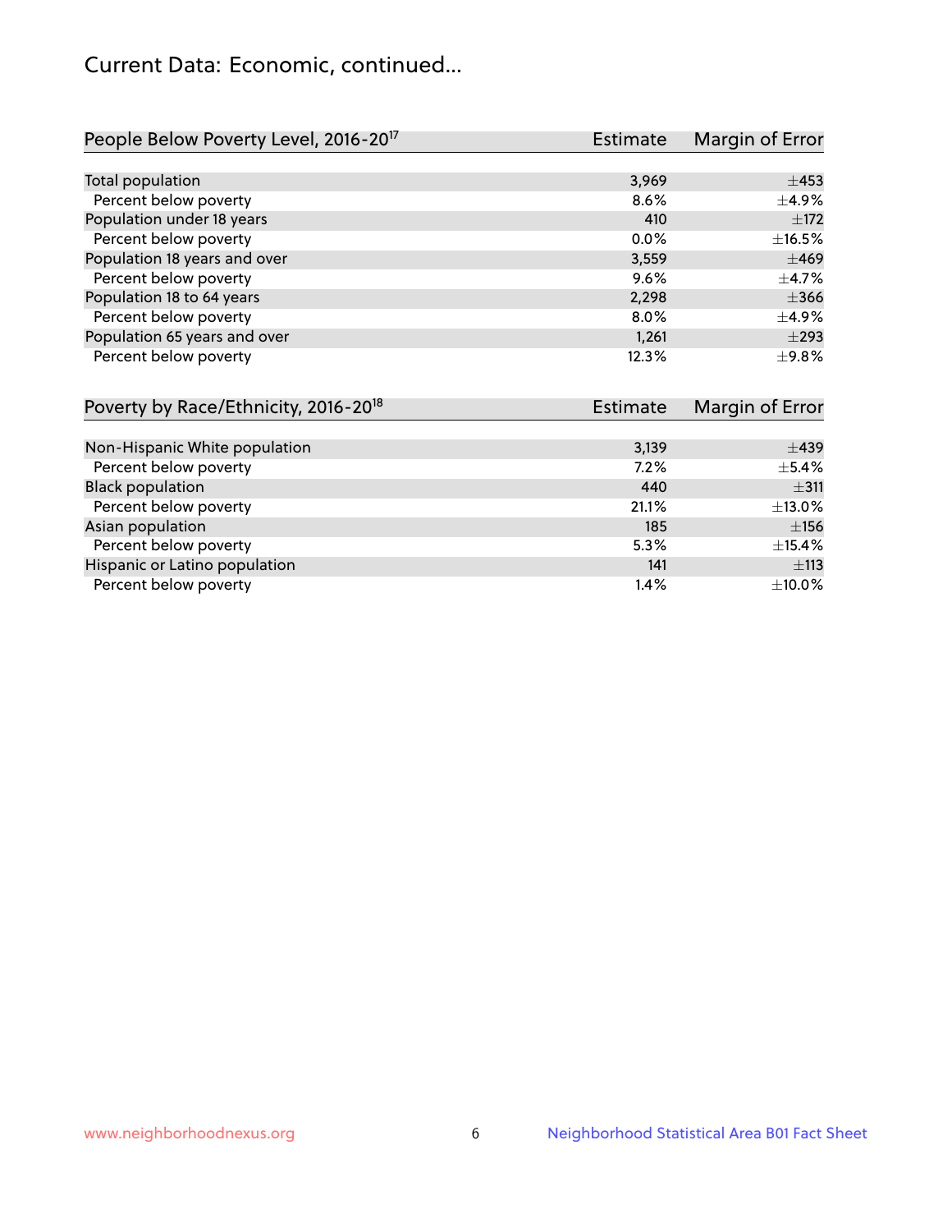## Current Data: Economic, continued...

| People Below Poverty Level, 2016-20[17] | Estimate | Margin of Error |
|---|---|---|
| Total population | 3,969 | ±453 |
| Percent below poverty | 8.6% | ±4.9% |
| Population under 18 years | 410 | ±172 |
| Percent below poverty | 0.0% | ±16.5% |
| Population 18 years and over | 3,559 | ±469 |
| Percent below poverty | 9.6% | ±4.7% |
| Population 18 to 64 years | 2,298 | ±366 |
| Percent below poverty | 8.0% | ±4.9% |
| Population 65 years and over | 1,261 | ±293 |
| Percent below poverty | 12.3% | ±9.8% |

| Poverty by Race/Ethnicity, 2016-20[18] | Estimate | Margin of Error |
|---|---|---|
| Non-Hispanic White population | 3,139 | ±439 |
| Percent below poverty | 7.2% | ±5.4% |
| Black population | 440 | ±311 |
| Percent below poverty | 21.1% | ±13.0% |
| Asian population | 185 | ±156 |
| Percent below poverty | 5.3% | ±15.4% |
| Hispanic or Latino population | 141 | ±113 |
| Percent below poverty | 1.4% | ±10.0% |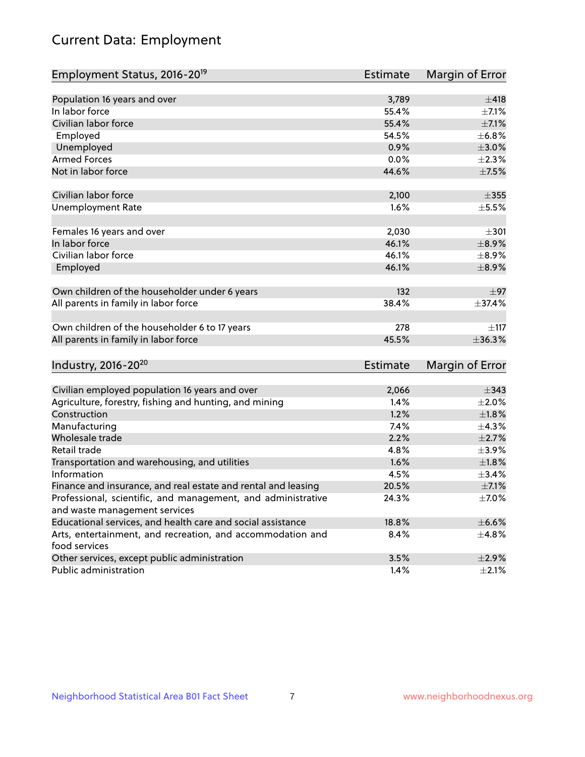# Current Data: Employment

| Employment Status, 2016-20[19] | Estimate | Margin of Error |
|---|---|---|
| Population 16 years and over | 3,789 | ±418 |
| In labor force | 55.4% | ±7.1% |
| Civilian labor force | 55.4% | ±7.1% |
| Employed | 54.5% | ±6.8% |
| Unemployed | 0.9% | ±3.0% |
| Armed Forces | 0.0% | ±2.3% |
| Not in labor force | 44.6% | ±7.5% |
| | | |
| Civilian labor force | 2,100 | ±355 |
| Unemployment Rate | 1.6% | ±5.5% |
| | | |
| Females 16 years and over | 2,030 | ±301 |
| In labor force | 46.1% | ±8.9% |
| Civilian labor force | 46.1% | ±8.9% |
| Employed | 46.1% | ±8.9% |
| | | |
| Own children of the householder under 6 years | 132 | ±97 |
| All parents in family in labor force | 38.4% | ±37.4% |
| | | |
| Own children of the householder 6 to 17 years | 278 | ±117 |
| All parents in family in labor force | 45.5% | ±36.3% |

| Industry, 2016-20[20] | Estimate | Margin of Error |
|---|---|---|
| Civilian employed population 16 years and over | 2,066 | ±343 |
| Agriculture, forestry, fishing and hunting, and mining | 1.4% | ±2.0% |
| Construction | 1.2% | ±1.8% |
| Manufacturing | 7.4% | ±4.3% |
| Wholesale trade | 2.2% | ±2.7% |
| Retail trade | 4.8% | ±3.9% |
| Transportation and warehousing, and utilities | 1.6% | ±1.8% |
| Information | 4.5% | ±3.4% |
| Finance and insurance, and real estate and rental and leasing | 20.5% | ±7.1% |
| Professional, scientific, and management, and administrative and waste management services | 24.3% | ±7.0% |
| Educational services, and health care and social assistance | 18.8% | ±6.6% |
| Arts, entertainment, and recreation, and accommodation and food services | 8.4% | ±4.8% |
| Other services, except public administration | 3.5% | ±2.9% |
| Public administration | 1.4% | ±2.1% |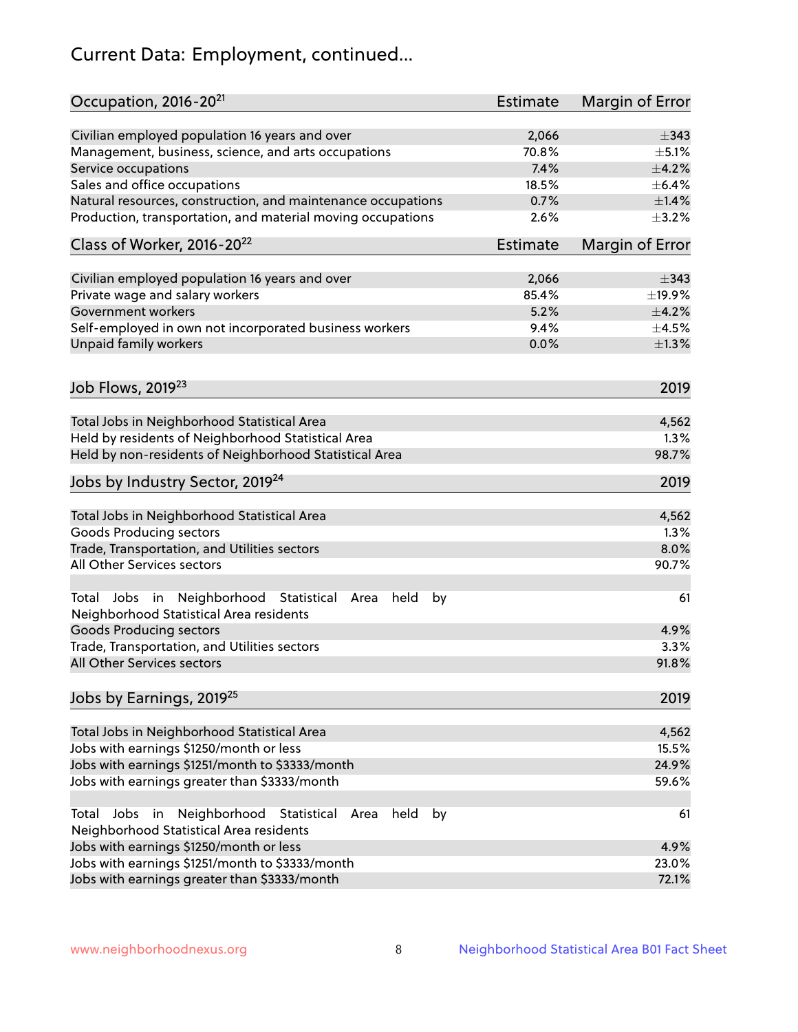# Current Data: Employment, continued...

| Occupation, 2016-20[21] | Estimate | Margin of Error |
| --- | --- | --- |
| Civilian employed population 16 years and over | 2,066 | ±343 |
| Management, business, science, and arts occupations | 70.8% | ±5.1% |
| Service occupations | 7.4% | ±4.2% |
| Sales and office occupations | 18.5% | ±6.4% |
| Natural resources, construction, and maintenance occupations | 0.7% | ±1.4% |
| Production, transportation, and material moving occupations | 2.6% | ±3.2% |

| Class of Worker, 2016-20[22] | Estimate | Margin of Error |
| --- | --- | --- |
| Civilian employed population 16 years and over | 2,066 | ±343 |
| Private wage and salary workers | 85.4% | ±19.9% |
| Government workers | 5.2% | ±4.2% |
| Self-employed in own not incorporated business workers | 9.4% | ±4.5% |
| Unpaid family workers | 0.0% | ±1.3% |

| Job Flows, 2019[23] | 2019 |
| --- | --- |
| Total Jobs in Neighborhood Statistical Area | 4,562 |
| Held by residents of Neighborhood Statistical Area | 1.3% |
| Held by non-residents of Neighborhood Statistical Area | 98.7% |

| Jobs by Industry Sector, 2019[24] | 2019 |
| --- | --- |
| Total Jobs in Neighborhood Statistical Area | 4,562 |
| Goods Producing sectors | 1.3% |
| Trade, Transportation, and Utilities sectors | 8.0% |
| All Other Services sectors | 90.7% |
| Total Jobs in Neighborhood Statistical Area held by Neighborhood Statistical Area residents | 61 |
| Goods Producing sectors | 4.9% |
| Trade, Transportation, and Utilities sectors | 3.3% |
| All Other Services sectors | 91.8% |

| Jobs by Earnings, 2019[25] | 2019 |
| --- | --- |
| Total Jobs in Neighborhood Statistical Area | 4,562 |
| Jobs with earnings $1250/month or less | 15.5% |
| Jobs with earnings $1251/month to $3333/month | 24.9% |
| Jobs with earnings greater than $3333/month | 59.6% |
| Total Jobs in Neighborhood Statistical Area held by Neighborhood Statistical Area residents | 61 |
| Jobs with earnings $1250/month or less | 4.9% |
| Jobs with earnings $1251/month to $3333/month | 23.0% |
| Jobs with earnings greater than $3333/month | 72.1% |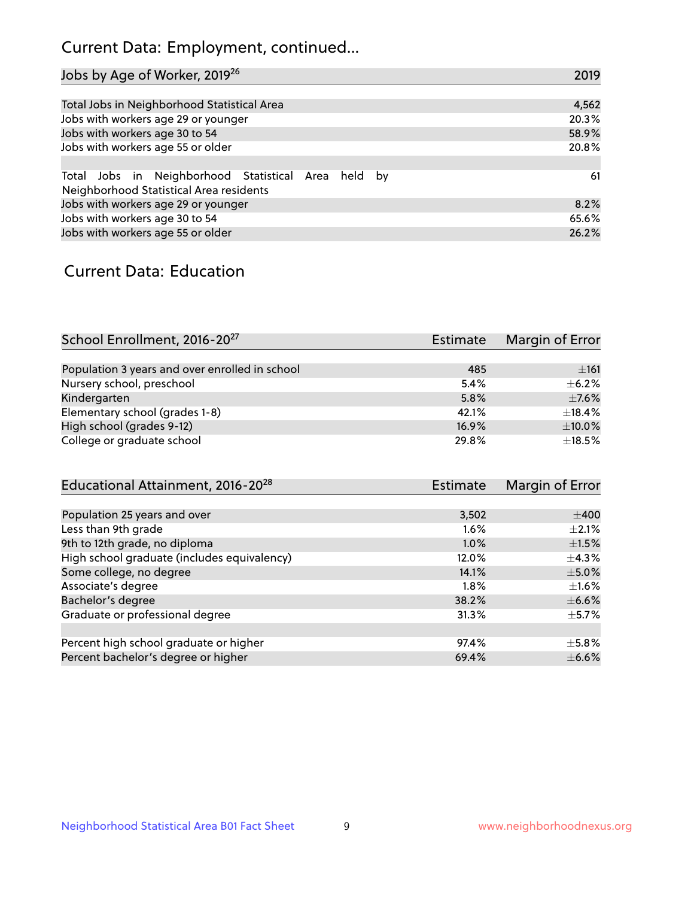## Current Data: Employment, continued...

| Jobs by Age of Worker, 2019[26] | 2019 |
|---|---|
| Total Jobs in Neighborhood Statistical Area | 4,562 |
| Jobs with workers age 29 or younger | 20.3% |
| Jobs with workers age 30 to 54 | 58.9% |
| Jobs with workers age 55 or older | 20.8% |
| | |
| Total Jobs in Neighborhood Statistical Area held by Neighborhood Statistical Area residents | 61 |
| Jobs with workers age 29 or younger | 8.2% |
| Jobs with workers age 30 to 54 | 65.6% |
| Jobs with workers age 55 or older | 26.2% |

## Current Data: Education

| School Enrollment, 2016-20[27] | Estimate | Margin of Error |
|---|---|---|
| Population 3 years and over enrolled in school | 485 | ±161 |
| Nursery school, preschool | 5.4% | ±6.2% |
| Kindergarten | 5.8% | ±7.6% |
| Elementary school (grades 1-8) | 42.1% | ±18.4% |
| High school (grades 9-12) | 16.9% | ±10.0% |
| College or graduate school | 29.8% | ±18.5% |

| Educational Attainment, 2016-20[28] | Estimate | Margin of Error |
|---|---|---|
| Population 25 years and over | 3,502 | ±400 |
| Less than 9th grade | 1.6% | ±2.1% |
| 9th to 12th grade, no diploma | 1.0% | ±1.5% |
| High school graduate (includes equivalency) | 12.0% | ±4.3% |
| Some college, no degree | 14.1% | ±5.0% |
| Associate's degree | 1.8% | ±1.6% |
| Bachelor's degree | 38.2% | ±6.6% |
| Graduate or professional degree | 31.3% | ±5.7% |
| | | |
| Percent high school graduate or higher | 97.4% | ±5.8% |
| Percent bachelor's degree or higher | 69.4% | ±6.6% |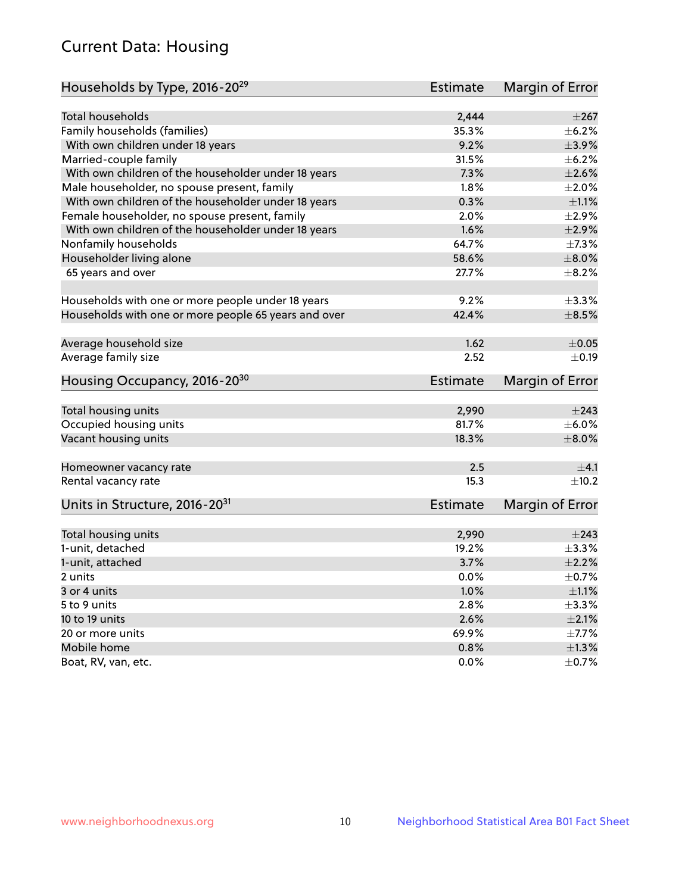## Current Data: Housing

| Households by Type, 2016-20[29] | Estimate | Margin of Error |
|---|---|---|
| Total households | 2,444 | ±267 |
| Family households (families) | 35.3% | ±6.2% |
| With own children under 18 years | 9.2% | ±3.9% |
| Married-couple family | 31.5% | ±6.2% |
| With own children of the householder under 18 years | 7.3% | ±2.6% |
| Male householder, no spouse present, family | 1.8% | ±2.0% |
| With own children of the householder under 18 years | 0.3% | ±1.1% |
| Female householder, no spouse present, family | 2.0% | ±2.9% |
| With own children of the householder under 18 years | 1.6% | ±2.9% |
| Nonfamily households | 64.7% | ±7.3% |
| Householder living alone | 58.6% | ±8.0% |
| 65 years and over | 27.7% | ±8.2% |
| | | |
| Households with one or more people under 18 years | 9.2% | ±3.3% |
| Households with one or more people 65 years and over | 42.4% | ±8.5% |
| | | |
| Average household size | 1.62 | ±0.05 |
| Average family size | 2.52 | ±0.19 |

| Housing Occupancy, 2016-20[30] | Estimate | Margin of Error |
|---|---|---|
| Total housing units | 2,990 | ±243 |
| Occupied housing units | 81.7% | ±6.0% |
| Vacant housing units | 18.3% | ±8.0% |
| | | |
| Homeowner vacancy rate | 2.5 | ±4.1 |
| Rental vacancy rate | 15.3 | ±10.2 |

| Units in Structure, 2016-20[31] | Estimate | Margin of Error |
|---|---|---|
| Total housing units | 2,990 | ±243 |
| 1-unit, detached | 19.2% | ±3.3% |
| 1-unit, attached | 3.7% | ±2.2% |
| 2 units | 0.0% | ±0.7% |
| 3 or 4 units | 1.0% | ±1.1% |
| 5 to 9 units | 2.8% | ±3.3% |
| 10 to 19 units | 2.6% | ±2.1% |
| 20 or more units | 69.9% | ±7.7% |
| Mobile home | 0.8% | ±1.3% |
| Boat, RV, van, etc. | 0.0% | ±0.7% |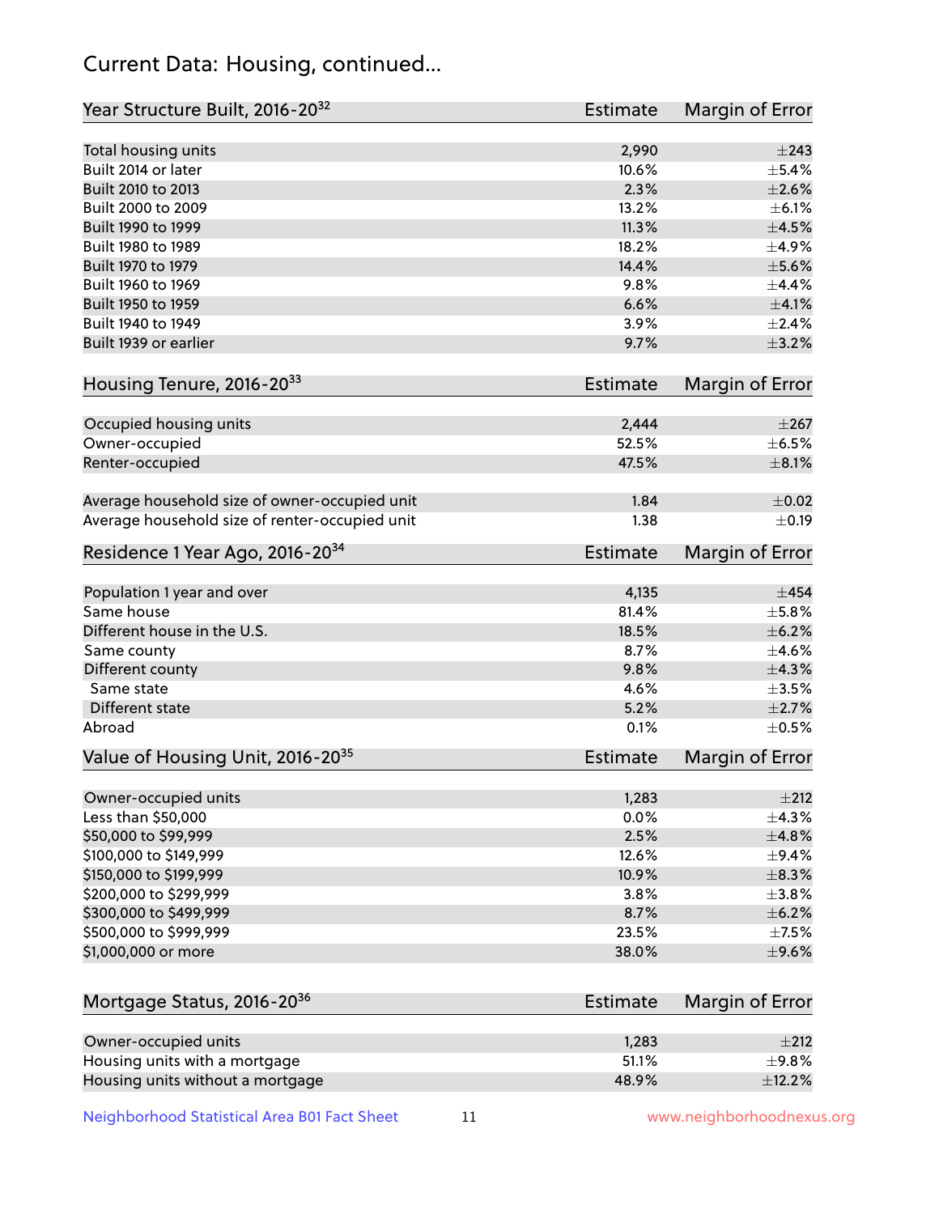# Current Data: Housing, continued...

| Year Structure Built, 2016-20[32] | Estimate | Margin of Error |
|---|---|---|
| Total housing units | 2,990 | ±243 |
| Built 2014 or later | 10.6% | ±5.4% |
| Built 2010 to 2013 | 2.3% | ±2.6% |
| Built 2000 to 2009 | 13.2% | ±6.1% |
| Built 1990 to 1999 | 11.3% | ±4.5% |
| Built 1980 to 1989 | 18.2% | ±4.9% |
| Built 1970 to 1979 | 14.4% | ±5.6% |
| Built 1960 to 1969 | 9.8% | ±4.4% |
| Built 1950 to 1959 | 6.6% | ±4.1% |
| Built 1940 to 1949 | 3.9% | ±2.4% |
| Built 1939 or earlier | 9.7% | ±3.2% |

| Housing Tenure, 2016-20[33] | Estimate | Margin of Error |
|---|---|---|
| Occupied housing units | 2,444 | ±267 |
| Owner-occupied | 52.5% | ±6.5% |
| Renter-occupied | 47.5% | ±8.1% |
| Average household size of owner-occupied unit | 1.84 | ±0.02 |
| Average household size of renter-occupied unit | 1.38 | ±0.19 |

| Residence 1 Year Ago, 2016-20[34] | Estimate | Margin of Error |
|---|---|---|
| Population 1 year and over | 4,135 | ±454 |
| Same house | 81.4% | ±5.8% |
| Different house in the U.S. | 18.5% | ±6.2% |
| Same county | 8.7% | ±4.6% |
| Different county | 9.8% | ±4.3% |
| Same state | 4.6% | ±3.5% |
| Different state | 5.2% | ±2.7% |
| Abroad | 0.1% | ±0.5% |

| Value of Housing Unit, 2016-20[35] | Estimate | Margin of Error |
|---|---|---|
| Owner-occupied units | 1,283 | ±212 |
| Less than $50,000 | 0.0% | ±4.3% |
| $50,000 to $99,999 | 2.5% | ±4.8% |
| $100,000 to $149,999 | 12.6% | ±9.4% |
| $150,000 to $199,999 | 10.9% | ±8.3% |
| $200,000 to $299,999 | 3.8% | ±3.8% |
| $300,000 to $499,999 | 8.7% | ±6.2% |
| $500,000 to $999,999 | 23.5% | ±7.5% |
| $1,000,000 or more | 38.0% | ±9.6% |

| Mortgage Status, 2016-20[36] | Estimate | Margin of Error |
|---|---|---|
| Owner-occupied units | 1,283 | ±212 |
| Housing units with a mortgage | 51.1% | ±9.8% |
| Housing units without a mortgage | 48.9% | ±12.2% |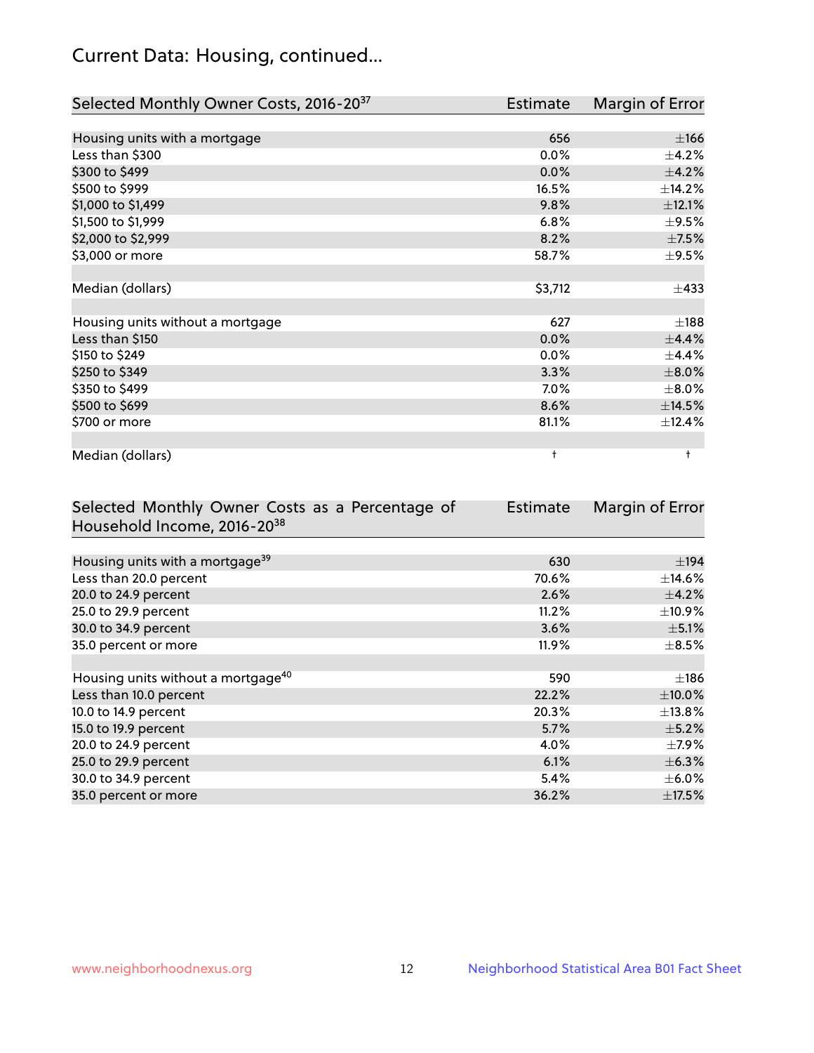## Current Data: Housing, continued...

| Selected Monthly Owner Costs, 2016-20[37] | Estimate | Margin of Error |
|---|---|---|
| Housing units with a mortgage | 656 | ±166 |
| Less than $300 | 0.0% | ±4.2% |
| $300 to $499 | 0.0% | ±4.2% |
| $500 to $999 | 16.5% | ±14.2% |
| $1,000 to $1,499 | 9.8% | ±12.1% |
| $1,500 to $1,999 | 6.8% | ±9.5% |
| $2,000 to $2,999 | 8.2% | ±7.5% |
| $3,000 or more | 58.7% | ±9.5% |
| | | |
| Median (dollars) | $3,712 | ±433 |
| | | |
| Housing units without a mortgage | 627 | ±188 |
| Less than $150 | 0.0% | ±4.4% |
| $150 to $249 | 0.0% | ±4.4% |
| $250 to $349 | 3.3% | ±8.0% |
| $350 to $499 | 7.0% | ±8.0% |
| $500 to $699 | 8.6% | ±14.5% |
| $700 or more | 81.1% | ±12.4% |
| | | |
| Median (dollars) | † | † |

| Selected Monthly Owner Costs as a Percentage of Household Income, 2016-20[38] | Estimate | Margin of Error |
|---|---|---|
| Housing units with a mortgage[39] | 630 | ±194 |
| Less than 20.0 percent | 70.6% | ±14.6% |
| 20.0 to 24.9 percent | 2.6% | ±4.2% |
| 25.0 to 29.9 percent | 11.2% | ±10.9% |
| 30.0 to 34.9 percent | 3.6% | ±5.1% |
| 35.0 percent or more | 11.9% | ±8.5% |
| | | |
| Housing units without a mortgage[40] | 590 | ±186 |
| Less than 10.0 percent | 22.2% | ±10.0% |
| 10.0 to 14.9 percent | 20.3% | ±13.8% |
| 15.0 to 19.9 percent | 5.7% | ±5.2% |
| 20.0 to 24.9 percent | 4.0% | ±7.9% |
| 25.0 to 29.9 percent | 6.1% | ±6.3% |
| 30.0 to 34.9 percent | 5.4% | ±6.0% |
| 35.0 percent or more | 36.2% | ±17.5% |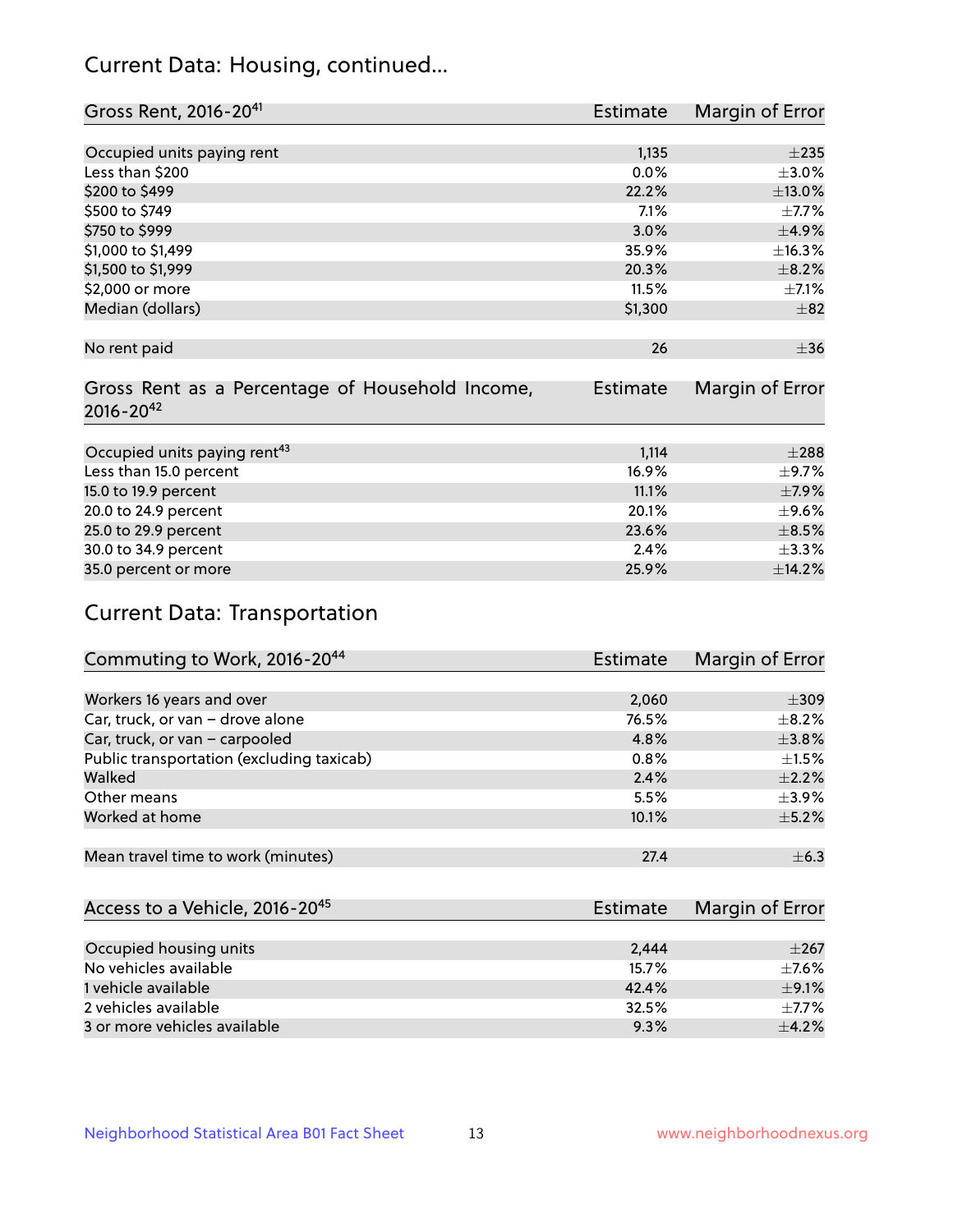## Current Data: Housing, continued...

| Gross Rent, 2016-20[41] | Estimate | Margin of Error |
|---|---|---|
| Occupied units paying rent | 1,135 | ±235 |
| Less than $200 | 0.0% | ±3.0% |
| $200 to $499 | 22.2% | ±13.0% |
| $500 to $749 | 7.1% | ±7.7% |
| $750 to $999 | 3.0% | ±4.9% |
| $1,000 to $1,499 | 35.9% | ±16.3% |
| $1,500 to $1,999 | 20.3% | ±8.2% |
| $2,000 or more | 11.5% | ±7.1% |
| Median (dollars) | $1,300 | ±82 |
| No rent paid | 26 | ±36 |

| Gross Rent as a Percentage of Household Income, 2016-20[42] | Estimate | Margin of Error |
|---|---|---|
| Occupied units paying rent[43] | 1,114 | ±288 |
| Less than 15.0 percent | 16.9% | ±9.7% |
| 15.0 to 19.9 percent | 11.1% | ±7.9% |
| 20.0 to 24.9 percent | 20.1% | ±9.6% |
| 25.0 to 29.9 percent | 23.6% | ±8.5% |
| 30.0 to 34.9 percent | 2.4% | ±3.3% |
| 35.0 percent or more | 25.9% | ±14.2% |

## Current Data: Transportation

| Commuting to Work, 2016-20[44] | Estimate | Margin of Error |
|---|---|---|
| Workers 16 years and over | 2,060 | ±309 |
| Car, truck, or van – drove alone | 76.5% | ±8.2% |
| Car, truck, or van – carpooled | 4.8% | ±3.8% |
| Public transportation (excluding taxicab) | 0.8% | ±1.5% |
| Walked | 2.4% | ±2.2% |
| Other means | 5.5% | ±3.9% |
| Worked at home | 10.1% | ±5.2% |
| Mean travel time to work (minutes) | 27.4 | ±6.3 |

| Access to a Vehicle, 2016-20[45] | Estimate | Margin of Error |
|---|---|---|
| Occupied housing units | 2,444 | ±267 |
| No vehicles available | 15.7% | ±7.6% |
| 1 vehicle available | 42.4% | ±9.1% |
| 2 vehicles available | 32.5% | ±7.7% |
| 3 or more vehicles available | 9.3% | ±4.2% |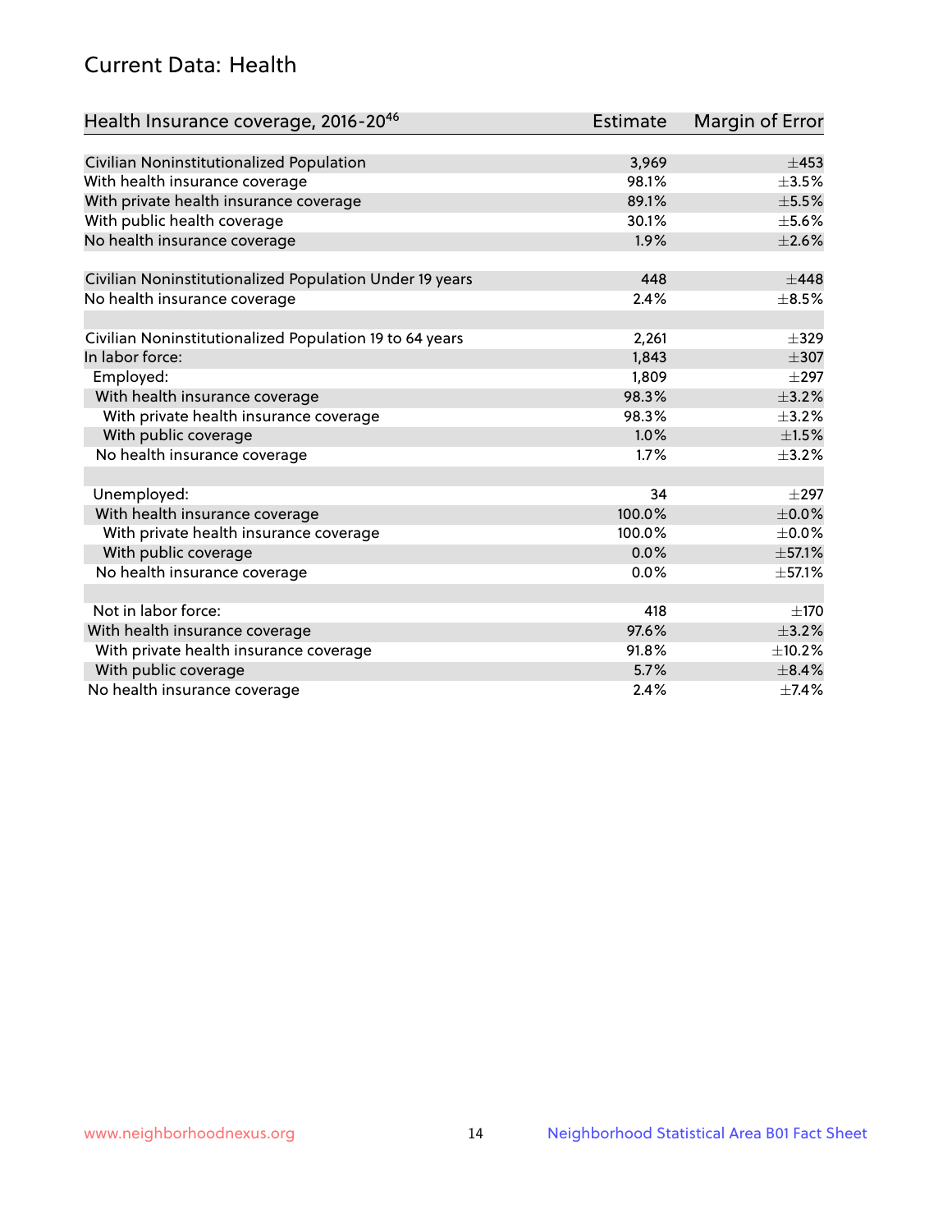## Current Data: Health

| Health Insurance coverage, 2016-20[46] | Estimate | Margin of Error |
|---|---|---|
| Civilian Noninstitutionalized Population | 3,969 | ±453 |
| With health insurance coverage | 98.1% | ±3.5% |
| With private health insurance coverage | 89.1% | ±5.5% |
| With public health coverage | 30.1% | ±5.6% |
| No health insurance coverage | 1.9% | ±2.6% |
| | | |
| Civilian Noninstitutionalized Population Under 19 years | 448 | ±448 |
| No health insurance coverage | 2.4% | ±8.5% |
| | | |
| Civilian Noninstitutionalized Population 19 to 64 years | 2,261 | ±329 |
| In labor force: | 1,843 | ±307 |
| Employed: | 1,809 | ±297 |
| With health insurance coverage | 98.3% | ±3.2% |
| With private health insurance coverage | 98.3% | ±3.2% |
| With public coverage | 1.0% | ±1.5% |
| No health insurance coverage | 1.7% | ±3.2% |
| | | |
| Unemployed: | 34 | ±297 |
| With health insurance coverage | 100.0% | ±0.0% |
| With private health insurance coverage | 100.0% | ±0.0% |
| With public coverage | 0.0% | ±57.1% |
| No health insurance coverage | 0.0% | ±57.1% |
| | | |
| Not in labor force: | 418 | ±170 |
| With health insurance coverage | 97.6% | ±3.2% |
| With private health insurance coverage | 91.8% | ±10.2% |
| With public coverage | 5.7% | ±8.4% |
| No health insurance coverage | 2.4% | ±7.4% |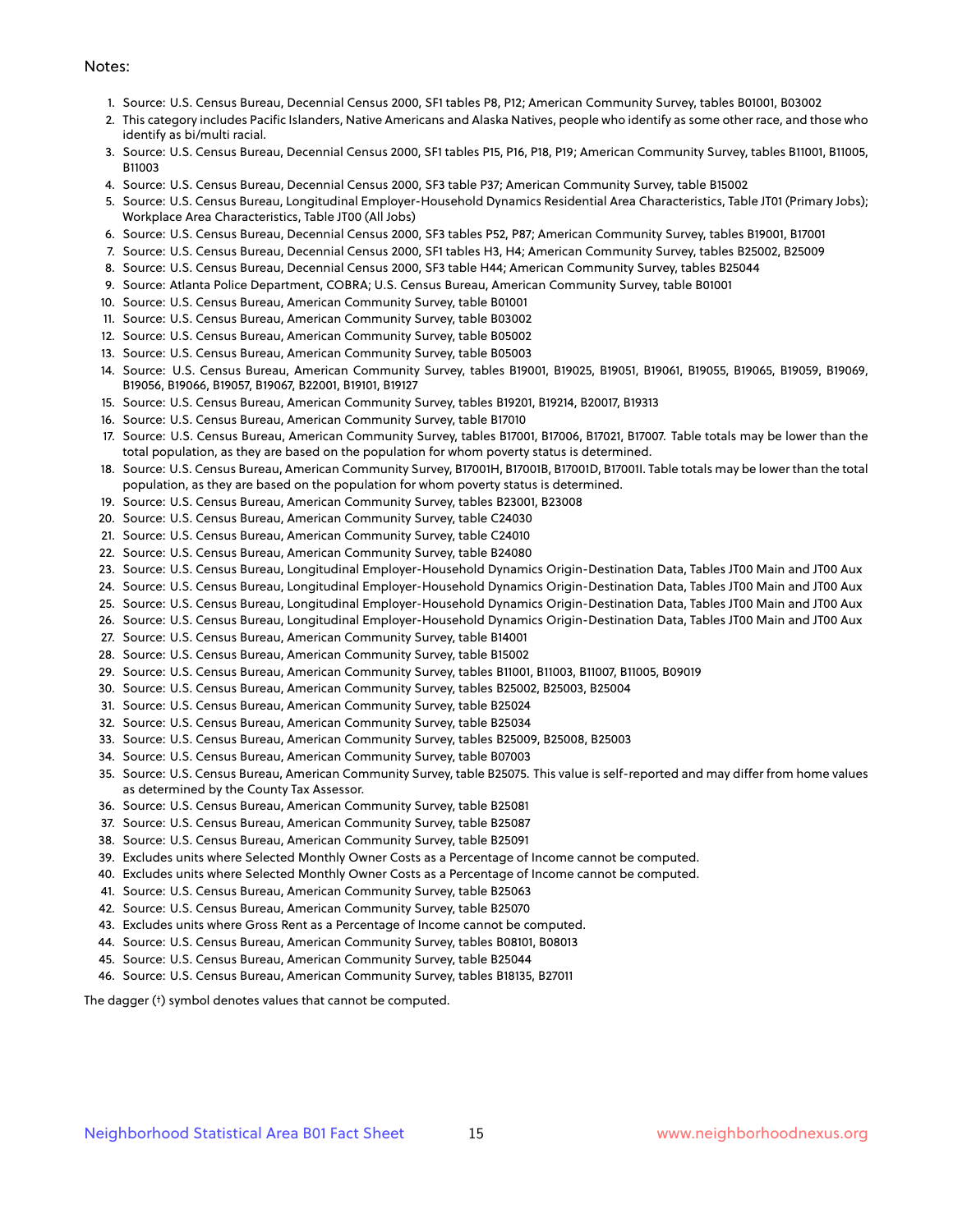Notes:

1. Source: U.S. Census Bureau, Decennial Census 2000, SF1 tables P8, P12; American Community Survey, tables B01001, B03002
2. This category includes Pacific Islanders, Native Americans and Alaska Natives, people who identify as some other race, and those who identify as bi/multi racial.
3. Source: U.S. Census Bureau, Decennial Census 2000, SF1 tables P15, P16, P18, P19; American Community Survey, tables B11001, B11005, B11003
4. Source: U.S. Census Bureau, Decennial Census 2000, SF3 table P37; American Community Survey, table B15002
5. Source: U.S. Census Bureau, Longitudinal Employer-Household Dynamics Residential Area Characteristics, Table JT01 (Primary Jobs); Workplace Area Characteristics, Table JT00 (All Jobs)
6. Source: U.S. Census Bureau, Decennial Census 2000, SF3 tables P52, P87; American Community Survey, tables B19001, B17001
7. Source: U.S. Census Bureau, Decennial Census 2000, SF1 tables H3, H4; American Community Survey, tables B25002, B25009
8. Source: U.S. Census Bureau, Decennial Census 2000, SF3 table H44; American Community Survey, tables B25044
9. Source: Atlanta Police Department, COBRA; U.S. Census Bureau, American Community Survey, table B01001
10. Source: U.S. Census Bureau, American Community Survey, table B01001
11. Source: U.S. Census Bureau, American Community Survey, table B03002
12. Source: U.S. Census Bureau, American Community Survey, table B05002
13. Source: U.S. Census Bureau, American Community Survey, table B05003
14. Source: U.S. Census Bureau, American Community Survey, tables B19001, B19025, B19051, B19061, B19055, B19065, B19059, B19069, B19056, B19066, B19057, B19067, B22001, B19101, B19127
15. Source: U.S. Census Bureau, American Community Survey, tables B19201, B19214, B20017, B19313
16. Source: U.S. Census Bureau, American Community Survey, table B17010
17. Source: U.S. Census Bureau, American Community Survey, tables B17001, B17006, B17021, B17007. Table totals may be lower than the total population, as they are based on the population for whom poverty status is determined.
18. Source: U.S. Census Bureau, American Community Survey, B17001H, B17001B, B17001D, B17001I. Table totals may be lower than the total population, as they are based on the population for whom poverty status is determined.
19. Source: U.S. Census Bureau, American Community Survey, tables B23001, B23008
20. Source: U.S. Census Bureau, American Community Survey, table C24030
21. Source: U.S. Census Bureau, American Community Survey, table C24010
22. Source: U.S. Census Bureau, American Community Survey, table B24080
23. Source: U.S. Census Bureau, Longitudinal Employer-Household Dynamics Origin-Destination Data, Tables JT00 Main and JT00 Aux
24. Source: U.S. Census Bureau, Longitudinal Employer-Household Dynamics Origin-Destination Data, Tables JT00 Main and JT00 Aux
25. Source: U.S. Census Bureau, Longitudinal Employer-Household Dynamics Origin-Destination Data, Tables JT00 Main and JT00 Aux
26. Source: U.S. Census Bureau, Longitudinal Employer-Household Dynamics Origin-Destination Data, Tables JT00 Main and JT00 Aux
27. Source: U.S. Census Bureau, American Community Survey, table B14001
28. Source: U.S. Census Bureau, American Community Survey, table B15002
29. Source: U.S. Census Bureau, American Community Survey, tables B11001, B11003, B11007, B11005, B09019
30. Source: U.S. Census Bureau, American Community Survey, tables B25002, B25003, B25004
31. Source: U.S. Census Bureau, American Community Survey, table B25024
32. Source: U.S. Census Bureau, American Community Survey, table B25034
33. Source: U.S. Census Bureau, American Community Survey, tables B25009, B25008, B25003
34. Source: U.S. Census Bureau, American Community Survey, table B07003
35. Source: U.S. Census Bureau, American Community Survey, table B25075. This value is self-reported and may differ from home values as determined by the County Tax Assessor.
36. Source: U.S. Census Bureau, American Community Survey, table B25081
37. Source: U.S. Census Bureau, American Community Survey, table B25087
38. Source: U.S. Census Bureau, American Community Survey, table B25091
39. Excludes units where Selected Monthly Owner Costs as a Percentage of Income cannot be computed.
40. Excludes units where Selected Monthly Owner Costs as a Percentage of Income cannot be computed.
41. Source: U.S. Census Bureau, American Community Survey, table B25063
42. Source: U.S. Census Bureau, American Community Survey, table B25070
43. Excludes units where Gross Rent as a Percentage of Income cannot be computed.
44. Source: U.S. Census Bureau, American Community Survey, tables B08101, B08013
45. Source: U.S. Census Bureau, American Community Survey, table B25044
46. Source: U.S. Census Bureau, American Community Survey, tables B18135, B27011

The dagger (†) symbol denotes values that cannot be computed.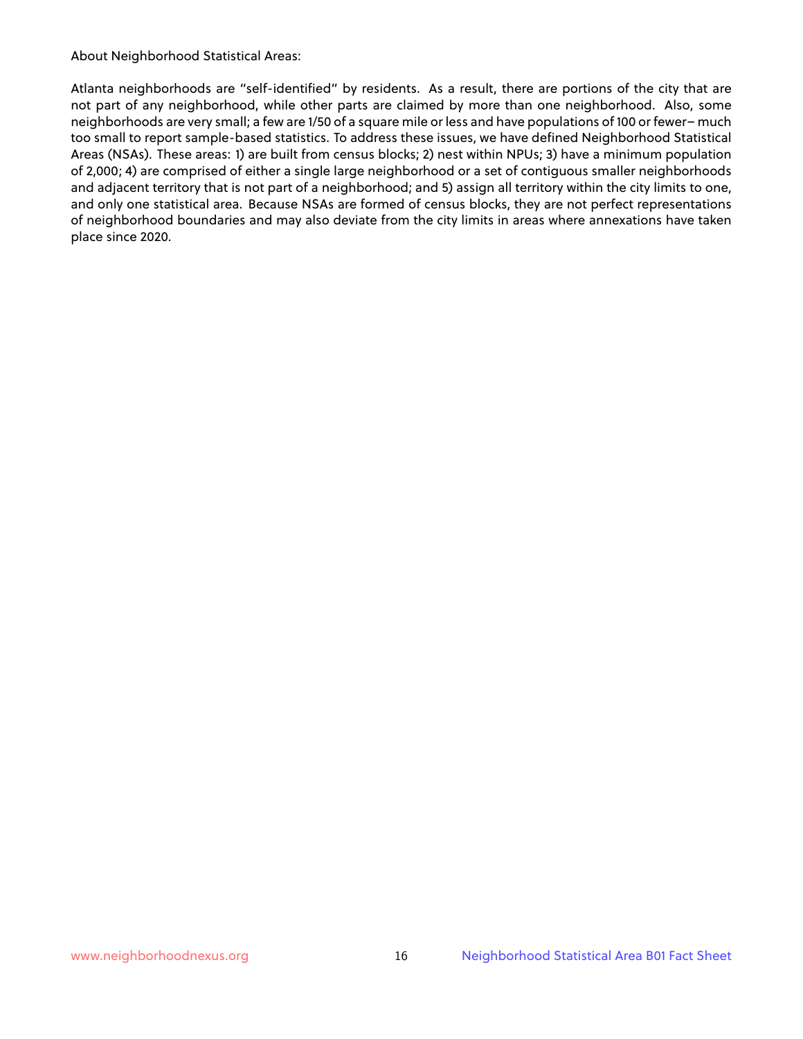About Neighborhood Statistical Areas:

Atlanta neighborhoods are "self-identified" by residents. As a result, there are portions of the city that are not part of any neighborhood, while other parts are claimed by more than one neighborhood. Also, some neighborhoods are very small; a few are 1/50 of a square mile or less and have populations of 100 or fewer– much too small to report sample-based statistics. To address these issues, we have defined Neighborhood Statistical Areas (NSAs). These areas: 1) are built from census blocks; 2) nest within NPUs; 3) have a minimum population of 2,000; 4) are comprised of either a single large neighborhood or a set of contiguous smaller neighborhoods and adjacent territory that is not part of a neighborhood; and 5) assign all territory within the city limits to one, and only one statistical area. Because NSAs are formed of census blocks, they are not perfect representations of neighborhood boundaries and may also deviate from the city limits in areas where annexations have taken place since 2020.